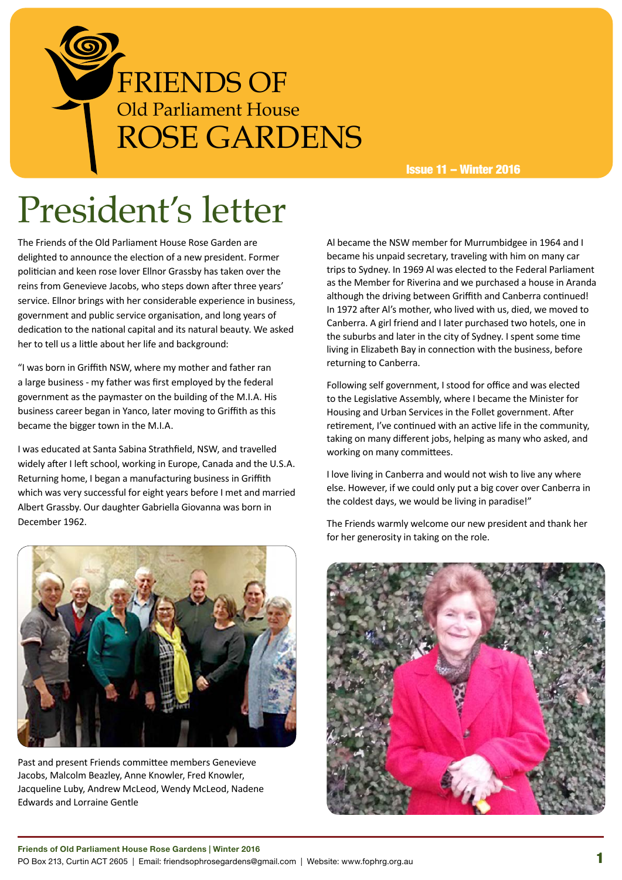# FRIENDS OF Old Parliament House ROSE GARDENS

Issue 11 – Winter 2016

# President's letter

The Friends of the Old Parliament House Rose Garden are delighted to announce the election of a new president. Former politician and keen rose lover Ellnor Grassby has taken over the reins from Genevieve Jacobs, who steps down after three years' service. Ellnor brings with her considerable experience in business, government and public service organisation, and long years of dedication to the national capital and its natural beauty. We asked her to tell us a little about her life and background:

"I was born in Griffith NSW, where my mother and father ran a large business - my father was first employed by the federal government as the paymaster on the building of the M.I.A. His business career began in Yanco, later moving to Griffith as this became the bigger town in the M.I.A.

I was educated at Santa Sabina Strathfield, NSW, and travelled widely after I left school, working in Europe, Canada and the U.S.A. Returning home, I began a manufacturing business in Griffith which was very successful for eight years before I met and married Albert Grassby. Our daughter Gabriella Giovanna was born in December 1962.

Past and present Friends committee members Genevieve Jacobs, Malcolm Beazley, Anne Knowler, Fred Knowler, Jacqueline Luby, Andrew McLeod, Wendy McLeod, Nadene Edwards and Lorraine Gentle

Al became the NSW member for Murrumbidgee in 1964 and I became his unpaid secretary, traveling with him on many car trips to Sydney. In 1969 Al was elected to the Federal Parliament as the Member for Riverina and we purchased a house in Aranda although the driving between Griffith and Canberra continued! In 1972 after Al's mother, who lived with us, died, we moved to Canberra. A girl friend and I later purchased two hotels, one in the suburbs and later in the city of Sydney. I spent some time living in Elizabeth Bay in connection with the business, before returning to Canberra.

Following self government, I stood for office and was elected to the Legislative Assembly, where I became the Minister for Housing and Urban Services in the Follet government. After retirement, I've continued with an active life in the community, taking on many different jobs, helping as many who asked, and working on many committees.

I love living in Canberra and would not wish to live any where else. However, if we could only put a big cover over Canberra in the coldest days, we would be living in paradise!"

The Friends warmly welcome our new president and thank her for her generosity in taking on the role.

**Friends of Old Parliament House Rose Gardens | Winter 2016**
PO Box 213, Curtin ACT 2605 | Email: friendsophrosegardens@gmail.com | Website: www.fophrg.org.au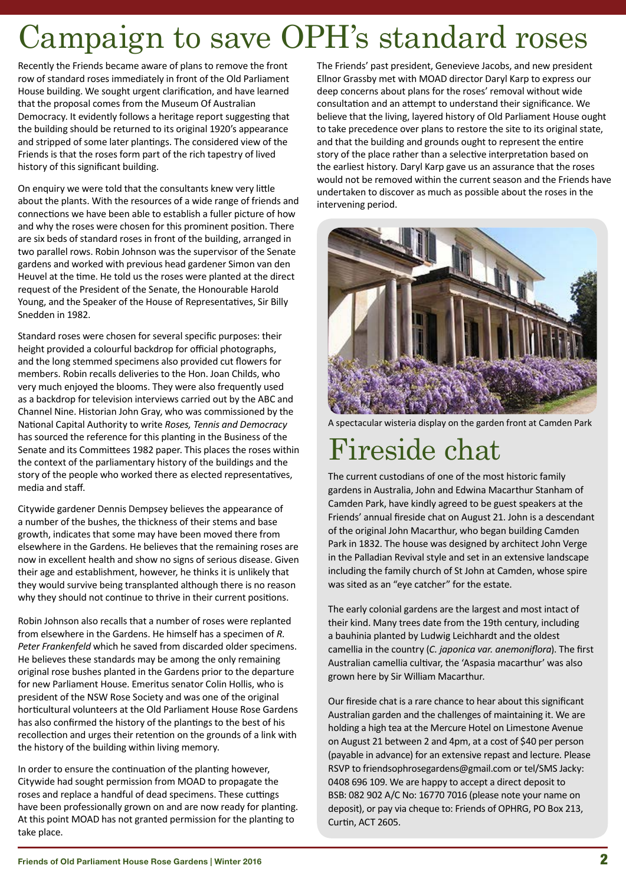# Campaign to save OPH's standard roses

Recently the Friends became aware of plans to remove the front row of standard roses immediately in front of the Old Parliament House building. We sought urgent clarification, and have learned that the proposal comes from the Museum Of Australian Democracy. It evidently follows a heritage report suggesting that the building should be returned to its original 1920's appearance and stripped of some later plantings. The considered view of the Friends is that the roses form part of the rich tapestry of lived history of this significant building.

On enquiry we were told that the consultants knew very little about the plants. With the resources of a wide range of friends and connections we have been able to establish a fuller picture of how and why the roses were chosen for this prominent position. There are six beds of standard roses in front of the building, arranged in two parallel rows. Robin Johnson was the supervisor of the Senate gardens and worked with previous head gardener Simon van den Heuvel at the time. He told us the roses were planted at the direct request of the President of the Senate, the Honourable Harold Young, and the Speaker of the House of Representatives, Sir Billy Snedden in 1982.

Standard roses were chosen for several specific purposes: their height provided a colourful backdrop for official photographs, and the long stemmed specimens also provided cut flowers for members. Robin recalls deliveries to the Hon. Joan Childs, who very much enjoyed the blooms. They were also frequently used as a backdrop for television interviews carried out by the ABC and Channel Nine. Historian John Gray, who was commissioned by the National Capital Authority to write *Roses, Tennis and Democracy* has sourced the reference for this planting in the Business of the Senate and its Committees 1982 paper. This places the roses within the context of the parliamentary history of the buildings and the story of the people who worked there as elected representatives, media and staff.

Citywide gardener Dennis Dempsey believes the appearance of a number of the bushes, the thickness of their stems and base growth, indicates that some may have been moved there from elsewhere in the Gardens. He believes that the remaining roses are now in excellent health and show no signs of serious disease. Given their age and establishment, however, he thinks it is unlikely that they would survive being transplanted although there is no reason why they should not continue to thrive in their current positions.

Robin Johnson also recalls that a number of roses were replanted from elsewhere in the Gardens. He himself has a specimen of *R. Peter Frankenfeld* which he saved from discarded older specimens. He believes these standards may be among the only remaining original rose bushes planted in the Gardens prior to the departure for new Parliament House. Emeritus senator Colin Hollis, who is president of the NSW Rose Society and was one of the original horticultural volunteers at the Old Parliament House Rose Gardens has also confirmed the history of the plantings to the best of his recollection and urges their retention on the grounds of a link with the history of the building within living memory.

In order to ensure the continuation of the planting however, Citywide had sought permission from MOAD to propagate the roses and replace a handful of dead specimens. These cuttings have been professionally grown on and are now ready for planting. At this point MOAD has not granted permission for the planting to take place.

The Friends' past president, Genevieve Jacobs, and new president Ellnor Grassby met with MOAD director Daryl Karp to express our deep concerns about plans for the roses' removal without wide consultation and an attempt to understand their significance. We believe that the living, layered history of Old Parliament House ought to take precedence over plans to restore the site to its original state, and that the building and grounds ought to represent the entire story of the place rather than a selective interpretation based on the earliest history. Daryl Karp gave us an assurance that the roses would not be removed within the current season and the Friends have undertaken to discover as much as possible about the roses in the intervening period.

A spectacular wisteria display on the garden front at Camden Park

# Fireside chat

The current custodians of one of the most historic family gardens in Australia, John and Edwina Macarthur Stanham of Camden Park, have kindly agreed to be guest speakers at the Friends' annual fireside chat on August 21. John is a descendant of the original John Macarthur, who began building Camden Park in 1832. The house was designed by architect John Verge in the Palladian Revival style and set in an extensive landscape including the family church of St John at Camden, whose spire was sited as an "eye catcher" for the estate.

The early colonial gardens are the largest and most intact of their kind. Many trees date from the 19th century, including a bauhinia planted by Ludwig Leichhardt and the oldest camellia in the country (*C. japonica var. anemoniflora*). The first Australian camellia cultivar, the 'Aspasia macarthur' was also grown here by Sir William Macarthur.

Our fireside chat is a rare chance to hear about this significant Australian garden and the challenges of maintaining it. We are holding a high tea at the Mercure Hotel on Limestone Avenue on August 21 between 2 and 4pm, at a cost of $40 per person (payable in advance) for an extensive repast and lecture. Please RSVP to friendsophrosegardens@gmail.com or tel/SMS Jacky: 0408 696 109. We are happy to accept a direct deposit to BSB: 082 902 A/C No: 16770 7016 (please note your name on deposit), or pay via cheque to: Friends of OPHRG, PO Box 213, Curtin, ACT 2605.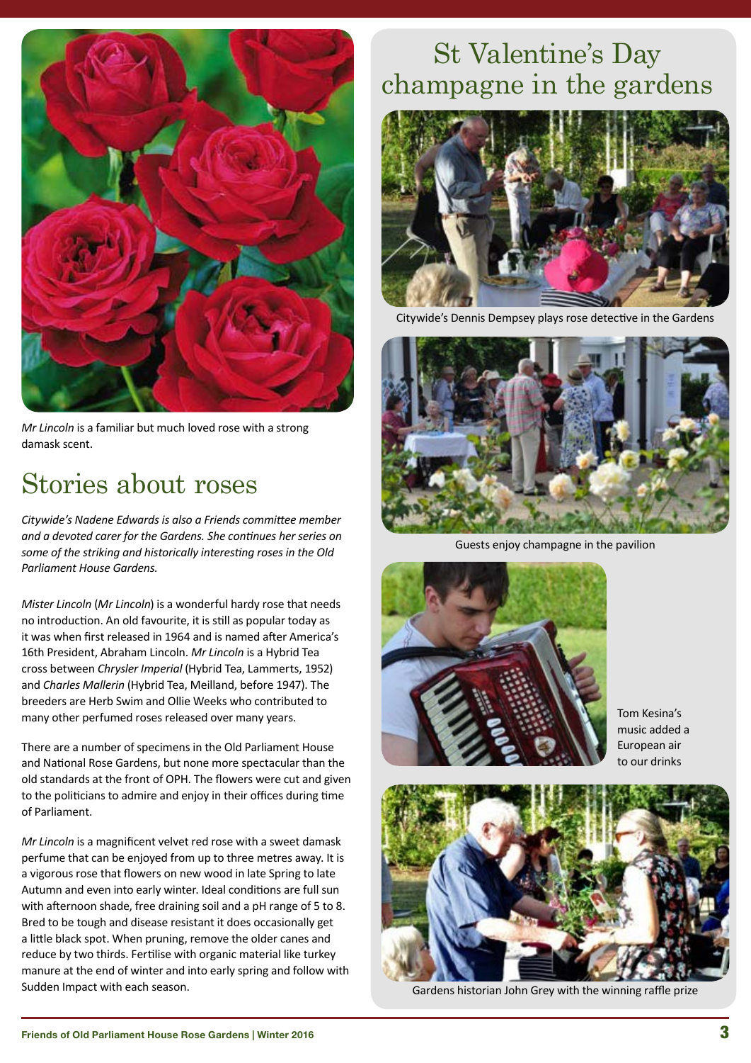*Mr Lincoln* is a familiar but much loved rose with a strong damask scent.

# Stories about roses

*Citywide's Nadene Edwards is also a Friends committee member and a devoted carer for the Gardens. She continues her series on some of the striking and historically interesting roses in the Old Parliament House Gardens.*

*Mister Lincoln* (*Mr Lincoln*) is a wonderful hardy rose that needs no introduction. An old favourite, it is still as popular today as it was when first released in 1964 and is named after America's 16th President, Abraham Lincoln. *Mr Lincoln* is a Hybrid Tea cross between *Chrysler Imperial* (Hybrid Tea, Lammerts, 1952) and *Charles Mallerin* (Hybrid Tea, Meilland, before 1947). The breeders are Herb Swim and Ollie Weeks who contributed to many other perfumed roses released over many years.

There are a number of specimens in the Old Parliament House and National Rose Gardens, but none more spectacular than the old standards at the front of OPH. The flowers were cut and given to the politicians to admire and enjoy in their offices during time of Parliament.

*Mr Lincoln* is a magnificent velvet red rose with a sweet damask perfume that can be enjoyed from up to three metres away. It is a vigorous rose that flowers on new wood in late Spring to late Autumn and even into early winter. Ideal conditions are full sun with afternoon shade, free draining soil and a pH range of 5 to 8. Bred to be tough and disease resistant it does occasionally get a little black spot. When pruning, remove the older canes and reduce by two thirds. Fertilise with organic material like turkey manure at the end of winter and into early spring and follow with Sudden Impact with each season.

# St Valentine's Day champagne in the gardens

Citywide's Dennis Dempsey plays rose detective in the Gardens

Guests enjoy champagne in the pavilion

Tom Kesina's music added a European air to our drinks

Gardens historian John Grey with the winning raffle prize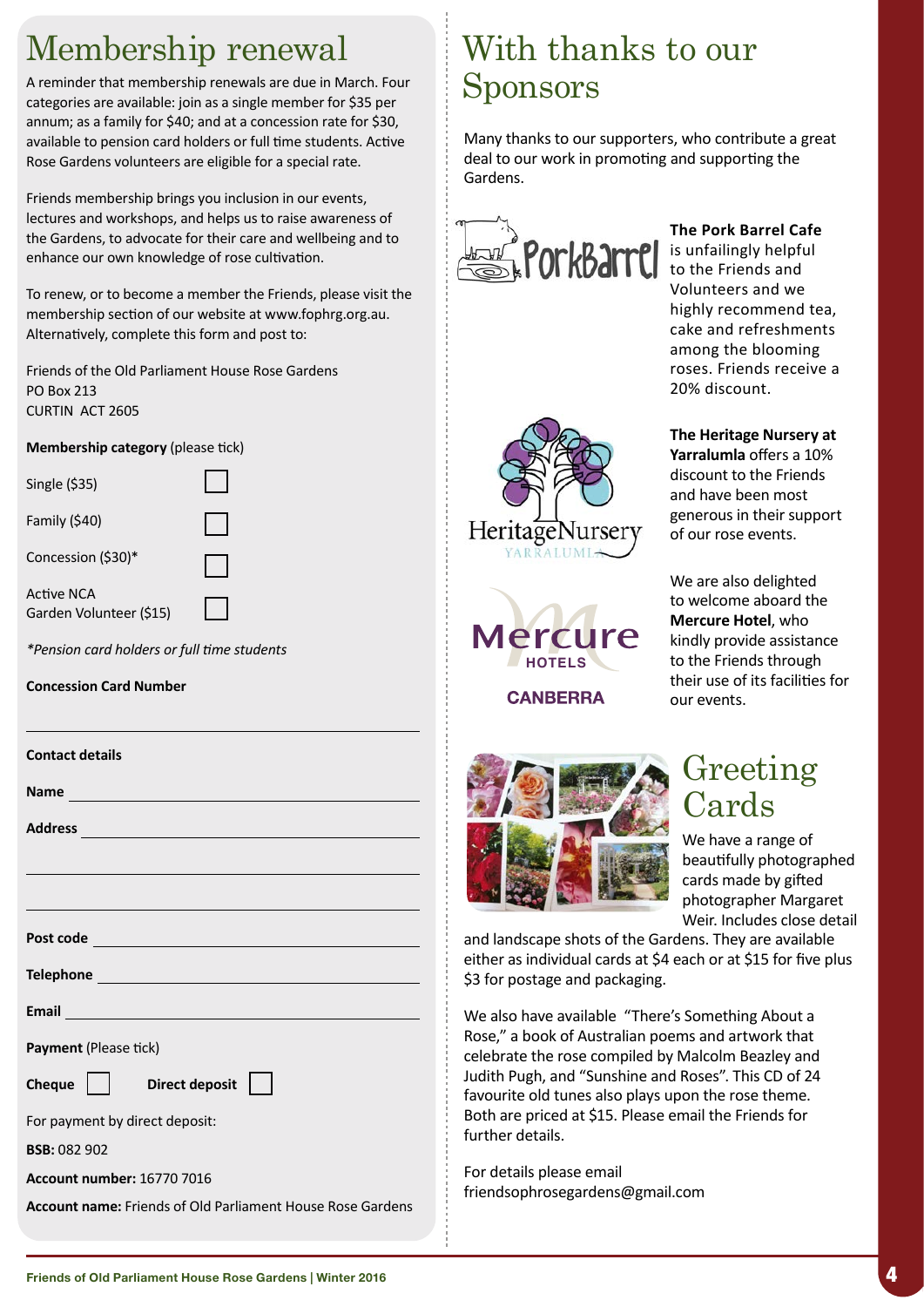# Membership renewal

A reminder that membership renewals are due in March. Four categories are available: join as a single member for $35 per annum; as a family for $40; and at a concession rate for $30, available to pension card holders or full time students. Active Rose Gardens volunteers are eligible for a special rate.

Friends membership brings you inclusion in our events, lectures and workshops, and helps us to raise awareness of the Gardens, to advocate for their care and wellbeing and to enhance our own knowledge of rose cultivation.

To renew, or to become a member the Friends, please visit the membership section of our website at www.fophrg.org.au. Alternatively, complete this form and post to:

Friends of the Old Parliament House Rose Gardens
PO Box 213
CURTIN ACT 2605

**Membership category** (please tick)

- Single ($35) ☐
- Family ($40) ☐
- Concession ($30)* ☐
- Active NCA Garden Volunteer ($15) ☐

*\*Pension card holders or full time students*

**Concession Card Number**

______________________________

**Contact details**

**Name** ______________________________

**Address** ______________________________

______________________________

______________________________

**Post code** ______________________________

**Telephone** ______________________________

**Email** ______________________________

**Payment** (Please tick)

**Cheque** ☐ **Direct deposit** ☐

For payment by direct deposit:

**BSB:** 082 902

**Account number:** 16770 7016

**Account name:** Friends of Old Parliament House Rose Gardens

# With thanks to our Sponsors

Many thanks to our supporters, who contribute a great deal to our work in promoting and supporting the Gardens.

**The Pork Barrel Cafe** is unfailingly helpful to the Friends and Volunteers and we highly recommend tea, cake and refreshments among the blooming roses. Friends receive a 20% discount.

**The Heritage Nursery at Yarralumla** offers a 10% discount to the Friends and have been most generous in their support of our rose events.

We are also delighted to welcome aboard the **Mercure Hotel**, who kindly provide assistance to the Friends through their use of its facilities for our events.

# Greeting Cards

We have a range of beautifully photographed cards made by gifted photographer Margaret Weir. Includes close detail and landscape shots of the Gardens. They are available either as individual cards at $4 each or at $15 for five plus $3 for postage and packaging.

We also have available "There's Something About a Rose," a book of Australian poems and artwork that celebrate the rose compiled by Malcolm Beazley and Judith Pugh, and "Sunshine and Roses". This CD of 24 favourite old tunes also plays upon the rose theme. Both are priced at $15. Please email the Friends for further details.

For details please email
friendsophrosegardens@gmail.com